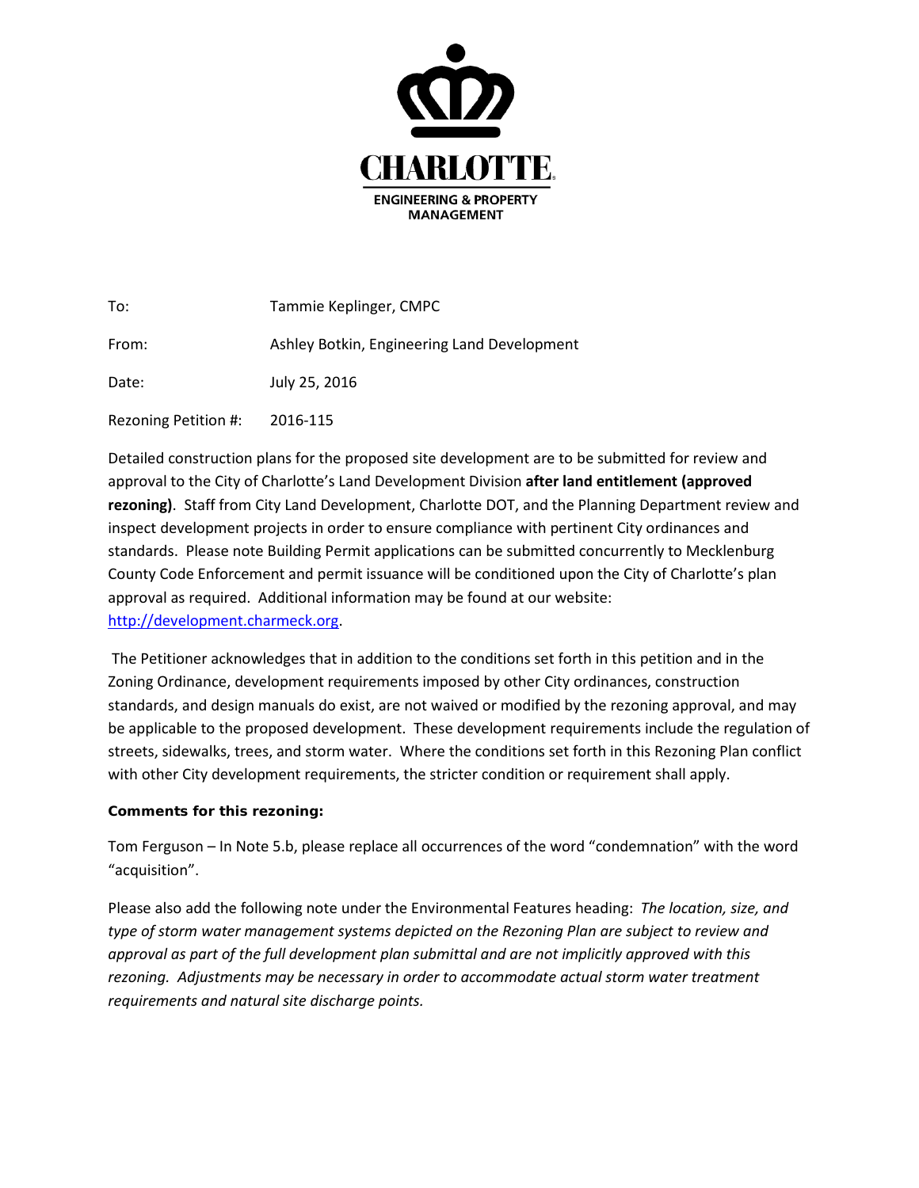**CHARLOTTE.**

**ENGINEERING & PROPERTY MANAGEMENT**

| | |
|---|---|
| To: | Tammie Keplinger, CMPC |
| From: | Ashley Botkin, Engineering Land Development |
| Date: | July 25, 2016 |
| Rezoning Petition #: | 2016-115 |

Detailed construction plans for the proposed site development are to be submitted for review and approval to the City of Charlotte's Land Development Division **after land entitlement (approved rezoning)**. Staff from City Land Development, Charlotte DOT, and the Planning Department review and inspect development projects in order to ensure compliance with pertinent City ordinances and standards. Please note Building Permit applications can be submitted concurrently to Mecklenburg County Code Enforcement and permit issuance will be conditioned upon the City of Charlotte's plan approval as required. Additional information may be found at our website: http://development.charmeck.org.

The Petitioner acknowledges that in addition to the conditions set forth in this petition and in the Zoning Ordinance, development requirements imposed by other City ordinances, construction standards, and design manuals do exist, are not waived or modified by the rezoning approval, and may be applicable to the proposed development. These development requirements include the regulation of streets, sidewalks, trees, and storm water. Where the conditions set forth in this Rezoning Plan conflict with other City development requirements, the stricter condition or requirement shall apply.

**Comments for this rezoning:**

Tom Ferguson – In Note 5.b, please replace all occurrences of the word "condemnation" with the word "acquisition".

Please also add the following note under the Environmental Features heading: *The location, size, and type of storm water management systems depicted on the Rezoning Plan are subject to review and approval as part of the full development plan submittal and are not implicitly approved with this rezoning. Adjustments may be necessary in order to accommodate actual storm water treatment requirements and natural site discharge points.*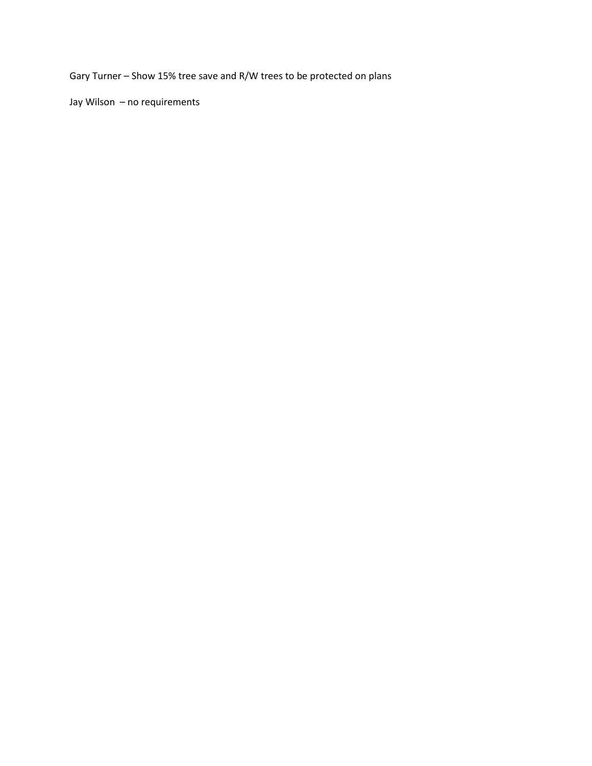Gary Turner – Show 15% tree save and R/W trees to be protected on plans

Jay Wilson – no requirements